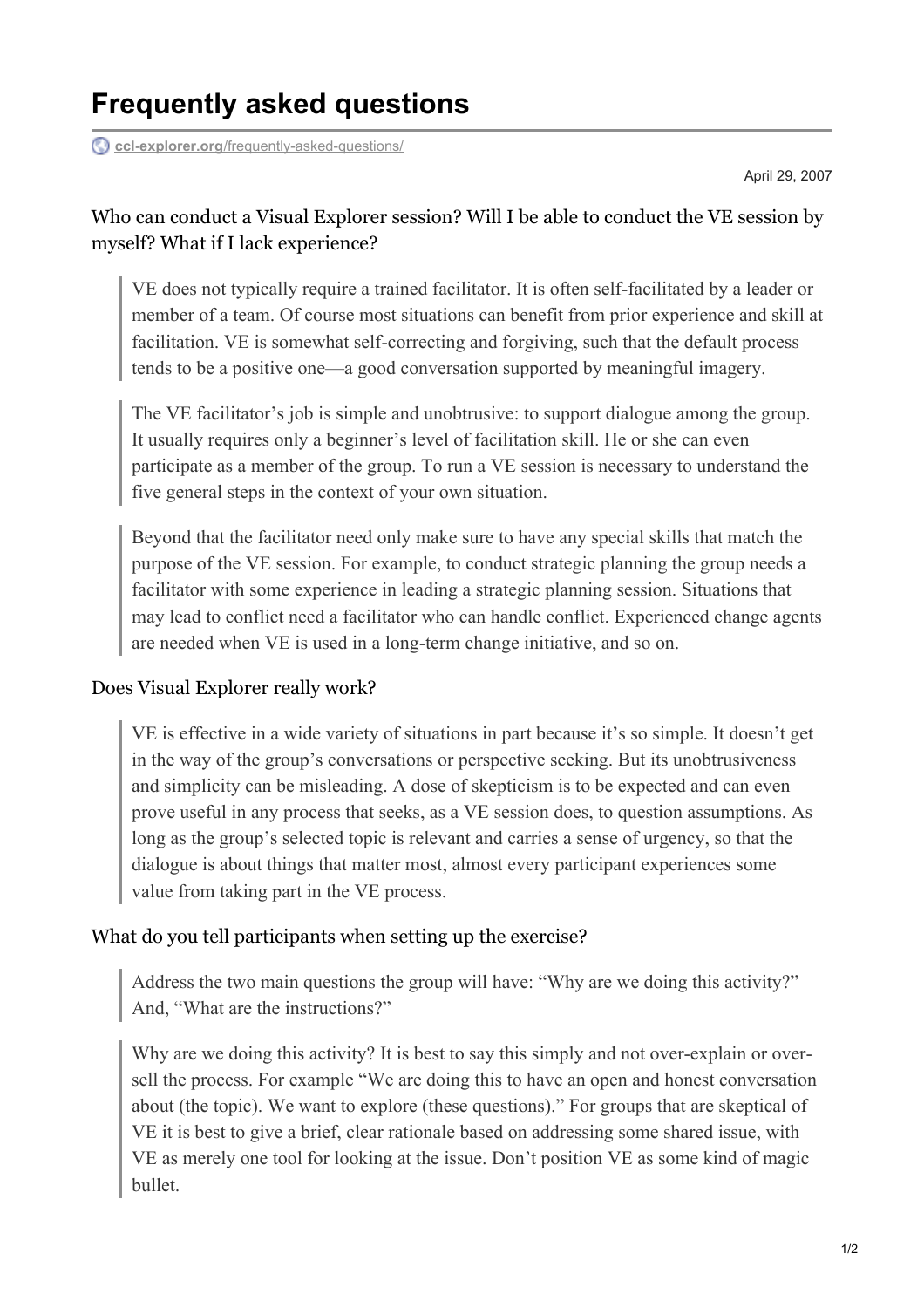# Frequently asked questions

ccl-explorer.org/frequently-asked-questions/

April 29, 2007

Who can conduct a Visual Explorer session? Will I be able to conduct the VE session by myself? What if I lack experience?

> VE does not typically require a trained facilitator. It is often self-facilitated by a leader or member of a team. Of course most situations can benefit from prior experience and skill at facilitation. VE is somewhat self-correcting and forgiving, such that the default process tends to be a positive one—a good conversation supported by meaningful imagery.

> The VE facilitator's job is simple and unobtrusive: to support dialogue among the group. It usually requires only a beginner's level of facilitation skill. He or she can even participate as a member of the group. To run a VE session is necessary to understand the five general steps in the context of your own situation.

> Beyond that the facilitator need only make sure to have any special skills that match the purpose of the VE session. For example, to conduct strategic planning the group needs a facilitator with some experience in leading a strategic planning session. Situations that may lead to conflict need a facilitator who can handle conflict. Experienced change agents are needed when VE is used in a long-term change initiative, and so on.

Does Visual Explorer really work?

> VE is effective in a wide variety of situations in part because it's so simple. It doesn't get in the way of the group's conversations or perspective seeking. But its unobtrusiveness and simplicity can be misleading. A dose of skepticism is to be expected and can even prove useful in any process that seeks, as a VE session does, to question assumptions. As long as the group's selected topic is relevant and carries a sense of urgency, so that the dialogue is about things that matter most, almost every participant experiences some value from taking part in the VE process.

What do you tell participants when setting up the exercise?

> Address the two main questions the group will have: "Why are we doing this activity?" And, "What are the instructions?"

> Why are we doing this activity? It is best to say this simply and not over-explain or over-sell the process. For example "We are doing this to have an open and honest conversation about (the topic). We want to explore (these questions)." For groups that are skeptical of VE it is best to give a brief, clear rationale based on addressing some shared issue, with VE as merely one tool for looking at the issue. Don't position VE as some kind of magic bullet.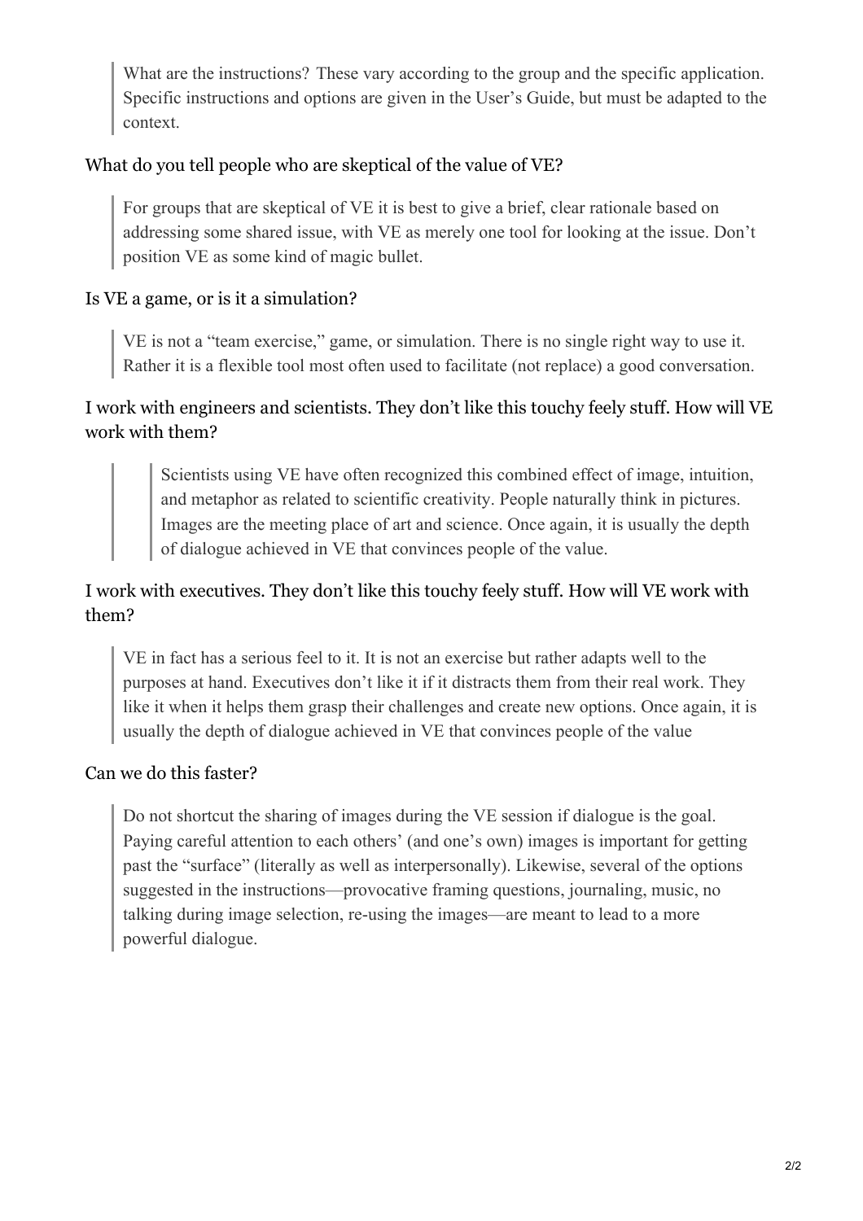> What are the instructions? These vary according to the group and the specific application. Specific instructions and options are given in the User's Guide, but must be adapted to the context.

### What do you tell people who are skeptical of the value of VE?

> For groups that are skeptical of VE it is best to give a brief, clear rationale based on addressing some shared issue, with VE as merely one tool for looking at the issue. Don't position VE as some kind of magic bullet.

### Is VE a game, or is it a simulation?

> VE is not a "team exercise," game, or simulation. There is no single right way to use it. Rather it is a flexible tool most often used to facilitate (not replace) a good conversation.

### I work with engineers and scientists. They don't like this touchy feely stuff. How will VE work with them?

> > Scientists using VE have often recognized this combined effect of image, intuition, and metaphor as related to scientific creativity. People naturally think in pictures. Images are the meeting place of art and science. Once again, it is usually the depth of dialogue achieved in VE that convinces people of the value.

### I work with executives. They don't like this touchy feely stuff. How will VE work with them?

> VE in fact has a serious feel to it. It is not an exercise but rather adapts well to the purposes at hand. Executives don't like it if it distracts them from their real work. They like it when it helps them grasp their challenges and create new options. Once again, it is usually the depth of dialogue achieved in VE that convinces people of the value

### Can we do this faster?

> Do not shortcut the sharing of images during the VE session if dialogue is the goal. Paying careful attention to each others' (and one's own) images is important for getting past the "surface" (literally as well as interpersonally). Likewise, several of the options suggested in the instructions—provocative framing questions, journaling, music, no talking during image selection, re-using the images—are meant to lead to a more powerful dialogue.